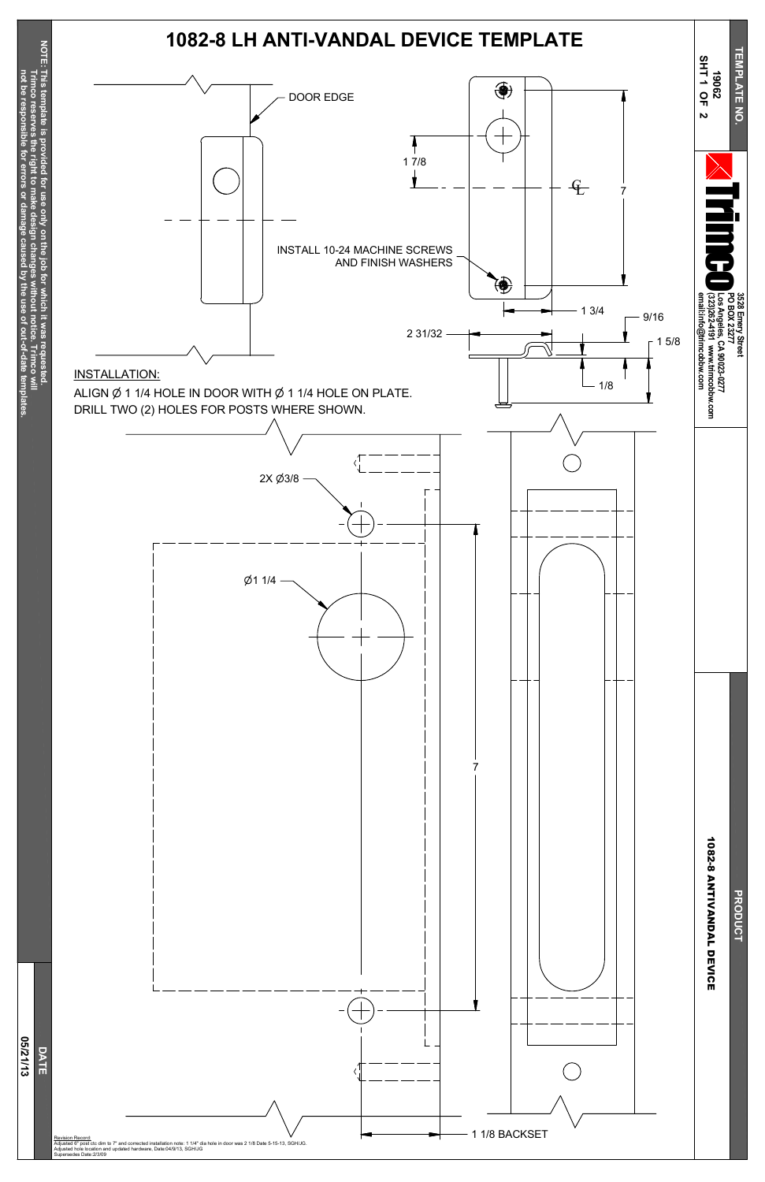# 1082-8 LH ANTI-VANDAL DEVICE TEMPLATE

DOOR EDGE

1 7/8

℄

7

INSTALL 10-24 MACHINE SCREWS AND FINISH WASHERS

1 3/4

9/16

2 31/32

1 5/8

1/8

INSTALLATION:

ALIGN Ø 1 1/4 HOLE IN DOOR WITH Ø 1 1/4 HOLE ON PLATE.
DRILL TWO (2) HOLES FOR POSTS WHERE SHOWN.

2X Ø3/8

Ø1 1/4

7

1 1/8 BACKSET

NOTE: This template is provided for use only on the job for which it was requested. Trimco reserves the right to make design changes without notice. Trimco will not be responsible for errors or damage caused by the use of out-of-date templates.

DATE 05/21/13

TEMPLATE NO. 19062 SHT 1 OF 2

Trimco
3528 Emery Street
PO BOX 23277
Los Angeles, CA 90023-0277
(323)262-4191 www.trimcobbw.com
email:info@trimcobbw.com

PRODUCT 1082-8 ANTIVANDAL DEVICE

Revision Record:
Adjusted 6" post ctc dim to 7" and corrected installation note: 1 1/4" dia hole in door was 2 1/8 Date 5-15-13, SGH/JG.
Adjusted hole location and updated hardware, Date:04/9/13, SGH/JG
Supersedes Date:2/3/09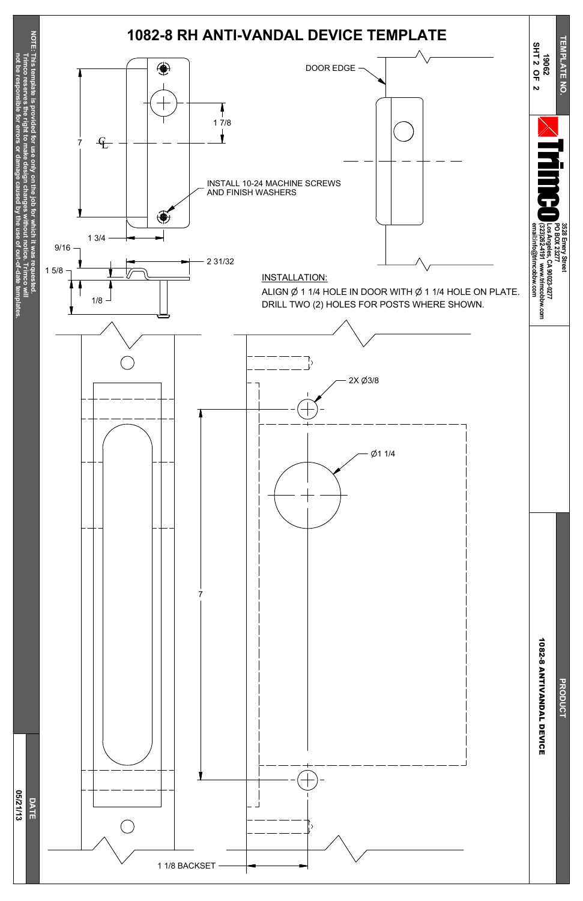# 1082-8 RH ANTI-VANDAL DEVICE TEMPLATE

7

℄

1 7/8

INSTALL 10-24 MACHINE SCREWS AND FINISH WASHERS

1 3/4

9/16

1 5/8

1/8

2 31/32

DOOR EDGE

INSTALLATION:

ALIGN Ø 1 1/4 HOLE IN DOOR WITH Ø 1 1/4 HOLE ON PLATE.
DRILL TWO (2) HOLES FOR POSTS WHERE SHOWN.

2X Ø3/8

Ø1 1/4

7

1 1/8 BACKSET

NOTE: This template is provided for use only on the job for which it was requested. Trimco reserves the right to make design changes without notice. Trimco will not be responsible for errors or damage caused by the use of out-of-date templates.

DATE
05/21/13

TEMPLATE NO.
19062
SHT 2 OF 2

Trimco
3528 Emery Street
PO BOX 23277
Los Angeles, CA 90023-0277
(323)262-4191 www.trimcobbw.com
email:info@trimcobbw.com

PRODUCT
1082-8 ANTIVANDAL DEVICE